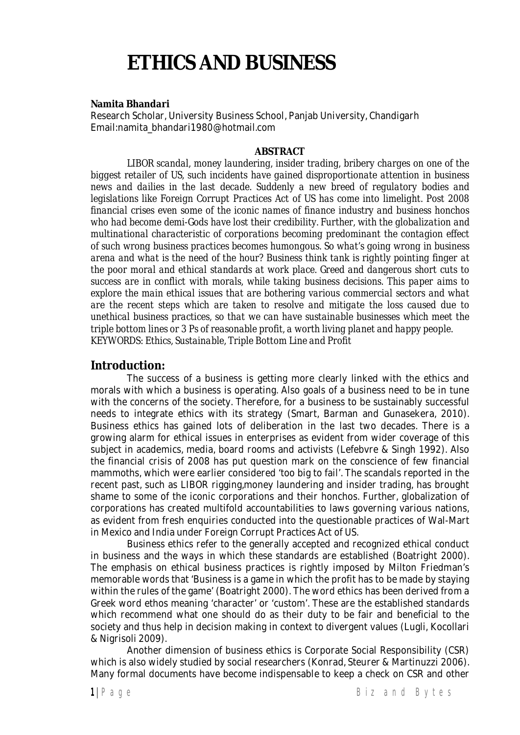# ETHICS AND BUSINESS

**Namita Bhandari**
Research Scholar, University Business School, Panjab University, Chandigarh
Email:namita_bhandari1980@hotmail.com

**ABSTRACT**

*LIBOR scandal, money laundering, insider trading, bribery charges on one of the biggest retailer of US, such incidents have gained disproportionate attention in business news and dailies in the last decade. Suddenly a new breed of regulatory bodies and legislations like Foreign Corrupt Practices Act of US has come into limelight. Post 2008 financial crises even some of the iconic names of finance industry and business honchos who had become demi-Gods have lost their credibility. Further, with the globalization and multinational characteristic of corporations becoming predominant the contagion effect of such wrong business practices becomes humongous. So what's going wrong in business arena and what is the need of the hour? Business think tank is rightly pointing finger at the poor moral and ethical standards at work place. Greed and dangerous short cuts to success are in conflict with morals, while taking business decisions. This paper aims to explore the main ethical issues that are bothering various commercial sectors and what are the recent steps which are taken to resolve and mitigate the loss caused due to unethical business practices, so that we can have sustainable businesses which meet the triple bottom lines or 3 Ps of reasonable profit, a worth living planet and happy people.*
*KEYWORDS: Ethics, Sustainable, Triple Bottom Line and Profit*

## Introduction:

The success of a business is getting more clearly linked with the ethics and morals with which a business is operating. Also goals of a business need to be in tune with the concerns of the society. Therefore, for a business to be sustainably successful needs to integrate ethics with its strategy (Smart, Barman and Gunasekera, 2010). Business ethics has gained lots of deliberation in the last two decades. There is a growing alarm for ethical issues in enterprises as evident from wider coverage of this subject in academics, media, board rooms and activists (Lefebvre & Singh 1992). Also the financial crisis of 2008 has put question mark on the conscience of few financial mammoths, which were earlier considered 'too big to fail'. The scandals reported in the recent past, such as LIBOR rigging,money laundering and insider trading, has brought shame to some of the iconic corporations and their honchos. Further, globalization of corporations has created multifold accountabilities to laws governing various nations, as evident from fresh enquiries conducted into the questionable practices of Wal-Mart in Mexico and India under Foreign Corrupt Practices Act of US.

Business ethics refer to the generally accepted and recognized ethical conduct in business and the ways in which these standards are established (Boatright 2000). The emphasis on ethical business practices is rightly imposed by Milton Friedman's memorable words that 'Business is a game in which the profit has to be made by staying within the rules of the game' (Boatright 2000). The word ethics has been derived from a Greek word ethos meaning 'character' or 'custom'. These are the established standards which recommend what one should do as their duty to be fair and beneficial to the society and thus help in decision making in context to divergent values (Lugli, Kocollari & Nigrisoli 2009).

Another dimension of business ethics is Corporate Social Responsibility (CSR) which is also widely studied by social researchers (Konrad, Steurer & Martinuzzi 2006). Many formal documents have become indispensable to keep a check on CSR and other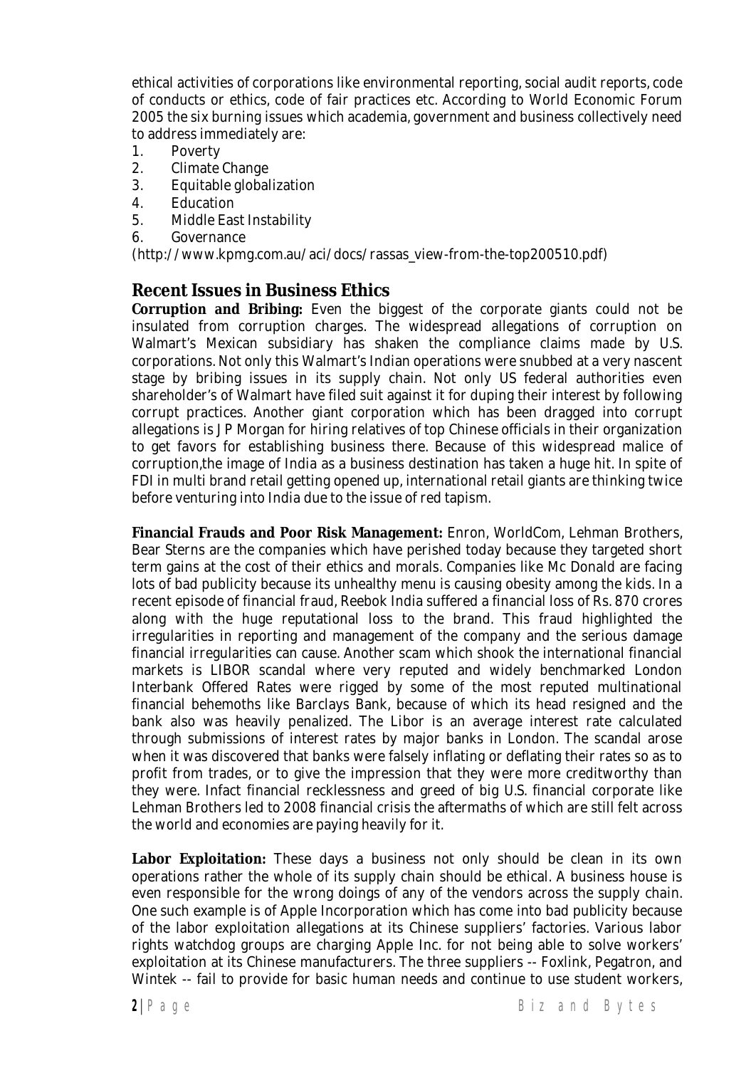ethical activities of corporations like environmental reporting, social audit reports, code of conducts or ethics, code of fair practices etc. According to World Economic Forum 2005 the six burning issues which academia, government and business collectively need to address immediately are:

1. Poverty
2. Climate Change
3. Equitable globalization
4. Education
5. Middle East Instability
6. Governance

(http://www.kpmg.com.au/aci/docs/rassas_view-from-the-top200510.pdf)

## Recent Issues in Business Ethics

**Corruption and Bribing:** Even the biggest of the corporate giants could not be insulated from corruption charges. The widespread allegations of corruption on Walmart's Mexican subsidiary has shaken the compliance claims made by U.S. corporations. Not only this Walmart's Indian operations were snubbed at a very nascent stage by bribing issues in its supply chain. Not only US federal authorities even shareholder's of Walmart have filed suit against it for duping their interest by following corrupt practices. Another giant corporation which has been dragged into corrupt allegations is J P Morgan for hiring relatives of top Chinese officials in their organization to get favors for establishing business there. Because of this widespread malice of corruption,the image of India as a business destination has taken a huge hit. In spite of FDI in multi brand retail getting opened up, international retail giants are thinking twice before venturing into India due to the issue of red tapism.

**Financial Frauds and Poor Risk Management:** Enron, WorldCom, Lehman Brothers, Bear Sterns are the companies which have perished today because they targeted short term gains at the cost of their ethics and morals. Companies like Mc Donald are facing lots of bad publicity because its unhealthy menu is causing obesity among the kids. In a recent episode of financial fraud, Reebok India suffered a financial loss of Rs. 870 crores along with the huge reputational loss to the brand. This fraud highlighted the irregularities in reporting and management of the company and the serious damage financial irregularities can cause. Another scam which shook the international financial markets is LIBOR scandal where very reputed and widely benchmarked London Interbank Offered Rates were rigged by some of the most reputed multinational financial behemoths like Barclays Bank, because of which its head resigned and the bank also was heavily penalized. The Libor is an average interest rate calculated through submissions of interest rates by major banks in London. The scandal arose when it was discovered that banks were falsely inflating or deflating their rates so as to profit from trades, or to give the impression that they were more creditworthy than they were. Infact financial recklessness and greed of big U.S. financial corporate like Lehman Brothers led to 2008 financial crisis the aftermaths of which are still felt across the world and economies are paying heavily for it.

**Labor Exploitation:** These days a business not only should be clean in its own operations rather the whole of its supply chain should be ethical. A business house is even responsible for the wrong doings of any of the vendors across the supply chain. One such example is of Apple Incorporation which has come into bad publicity because of the labor exploitation allegations at its Chinese suppliers' factories. Various labor rights watchdog groups are charging Apple Inc. for not being able to solve workers' exploitation at its Chinese manufacturers. The three suppliers -- Foxlink, Pegatron, and Wintek -- fail to provide for basic human needs and continue to use student workers,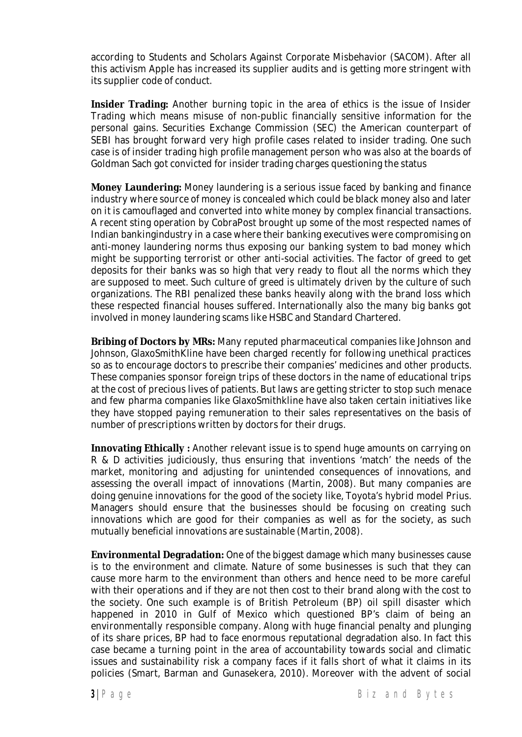according to Students and Scholars Against Corporate Misbehavior (SACOM). After all this activism Apple has increased its supplier audits and is getting more stringent with its supplier code of conduct.

**Insider Trading:** Another burning topic in the area of ethics is the issue of Insider Trading which means misuse of non-public financially sensitive information for the personal gains. Securities Exchange Commission (SEC) the American counterpart of SEBI has brought forward very high profile cases related to insider trading. One such case is of insider trading high profile management person who was also at the boards of Goldman Sach got convicted for insider trading charges questioning the status

**Money Laundering:** Money laundering is a serious issue faced by banking and finance industry where source of money is concealed which could be black money also and later on it is camouflaged and converted into white money by complex financial transactions. A recent sting operation by CobraPost brought up some of the most respected names of Indian bankingindustry in a case where their banking executives were compromising on anti-money laundering norms thus exposing our banking system to bad money which might be supporting terrorist or other anti-social activities. The factor of greed to get deposits for their banks was so high that very ready to flout all the norms which they are supposed to meet. Such culture of greed is ultimately driven by the culture of such organizations. The RBI penalized these banks heavily along with the brand loss which these respected financial houses suffered. Internationally also the many big banks got involved in money laundering scams like HSBC and Standard Chartered.

**Bribing of Doctors by MRs:** Many reputed pharmaceutical companies like Johnson and Johnson, GlaxoSmithKline have been charged recently for following unethical practices so as to encourage doctors to prescribe their companies' medicines and other products. These companies sponsor foreign trips of these doctors in the name of educational trips at the cost of precious lives of patients. But laws are getting stricter to stop such menace and few pharma companies like GlaxoSmithkline have also taken certain initiatives like they have stopped paying remuneration to their sales representatives on the basis of number of prescriptions written by doctors for their drugs.

**Innovating Ethically :** Another relevant issue is to spend huge amounts on carrying on R & D activities judiciously, thus ensuring that inventions 'match' the needs of the market, monitoring and adjusting for unintended consequences of innovations, and assessing the overall impact of innovations (Martin, 2008). But many companies are doing genuine innovations for the good of the society like, Toyota's hybrid model Prius. Managers should ensure that the businesses should be focusing on creating such innovations which are good for their companies as well as for the society, as such mutually beneficial innovations are sustainable (Martin, 2008).

**Environmental Degradation:** One of the biggest damage which many businesses cause is to the environment and climate. Nature of some businesses is such that they can cause more harm to the environment than others and hence need to be more careful with their operations and if they are not then cost to their brand along with the cost to the society. One such example is of British Petroleum (BP) oil spill disaster which happened in 2010 in Gulf of Mexico which questioned BP's claim of being an environmentally responsible company. Along with huge financial penalty and plunging of its share prices, BP had to face enormous reputational degradation also. In fact this case became a turning point in the area of accountability towards social and climatic issues and sustainability risk a company faces if it falls short of what it claims in its policies (Smart, Barman and Gunasekera, 2010). Moreover with the advent of social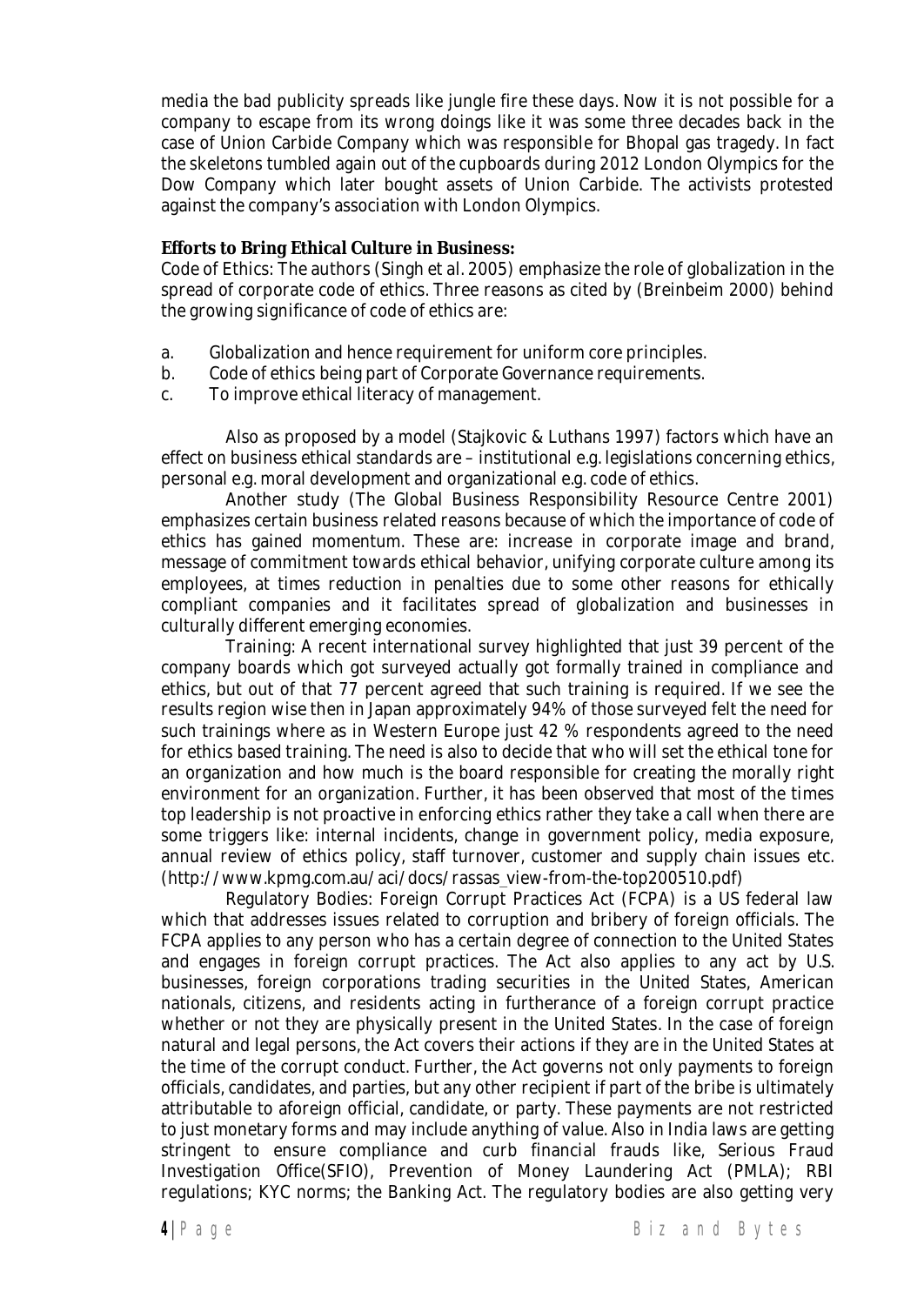media the bad publicity spreads like jungle fire these days. Now it is not possible for a company to escape from its wrong doings like it was some three decades back in the case of Union Carbide Company which was responsible for Bhopal gas tragedy. In fact the skeletons tumbled again out of the cupboards during 2012 London Olympics for the Dow Company which later bought assets of Union Carbide. The activists protested against the company's association with London Olympics.

**Efforts to Bring Ethical Culture in Business:**

Code of Ethics: The authors (Singh et al. 2005) emphasize the role of globalization in the spread of corporate code of ethics. Three reasons as cited by (Breinbeim 2000) behind the growing significance of code of ethics are:

a. Globalization and hence requirement for uniform core principles.
b. Code of ethics being part of Corporate Governance requirements.
c. To improve ethical literacy of management.

Also as proposed by a model (Stajkovic & Luthans 1997) factors which have an effect on business ethical standards are – institutional e.g. legislations concerning ethics, personal e.g. moral development and organizational e.g. code of ethics.

Another study (The Global Business Responsibility Resource Centre 2001) emphasizes certain business related reasons because of which the importance of code of ethics has gained momentum. These are: increase in corporate image and brand, message of commitment towards ethical behavior, unifying corporate culture among its employees, at times reduction in penalties due to some other reasons for ethically compliant companies and it facilitates spread of globalization and businesses in culturally different emerging economies.

Training: A recent international survey highlighted that just 39 percent of the company boards which got surveyed actually got formally trained in compliance and ethics, but out of that 77 percent agreed that such training is required. If we see the results region wise then in Japan approximately 94% of those surveyed felt the need for such trainings where as in Western Europe just 42 % respondents agreed to the need for ethics based training. The need is also to decide that who will set the ethical tone for an organization and how much is the board responsible for creating the morally right environment for an organization. Further, it has been observed that most of the times top leadership is not proactive in enforcing ethics rather they take a call when there are some triggers like: internal incidents, change in government policy, media exposure, annual review of ethics policy, staff turnover, customer and supply chain issues etc. (http://www.kpmg.com.au/aci/docs/rassas_view-from-the-top200510.pdf)

Regulatory Bodies: Foreign Corrupt Practices Act (FCPA) is a US federal law which that addresses issues related to corruption and bribery of foreign officials. The FCPA applies to any person who has a certain degree of connection to the United States and engages in foreign corrupt practices. The Act also applies to any act by U.S. businesses, foreign corporations trading securities in the United States, American nationals, citizens, and residents acting in furtherance of a foreign corrupt practice whether or not they are physically present in the United States. In the case of foreign natural and legal persons, the Act covers their actions if they are in the United States at the time of the corrupt conduct. Further, the Act governs not only payments to foreign officials, candidates, and parties, but any other recipient if part of the bribe is ultimately attributable to aforeign official, candidate, or party. These payments are not restricted to just monetary forms and may include anything of value. Also in India laws are getting stringent to ensure compliance and curb financial frauds like, Serious Fraud Investigation Office(SFIO), Prevention of Money Laundering Act (PMLA); RBI regulations; KYC norms; the Banking Act. The regulatory bodies are also getting very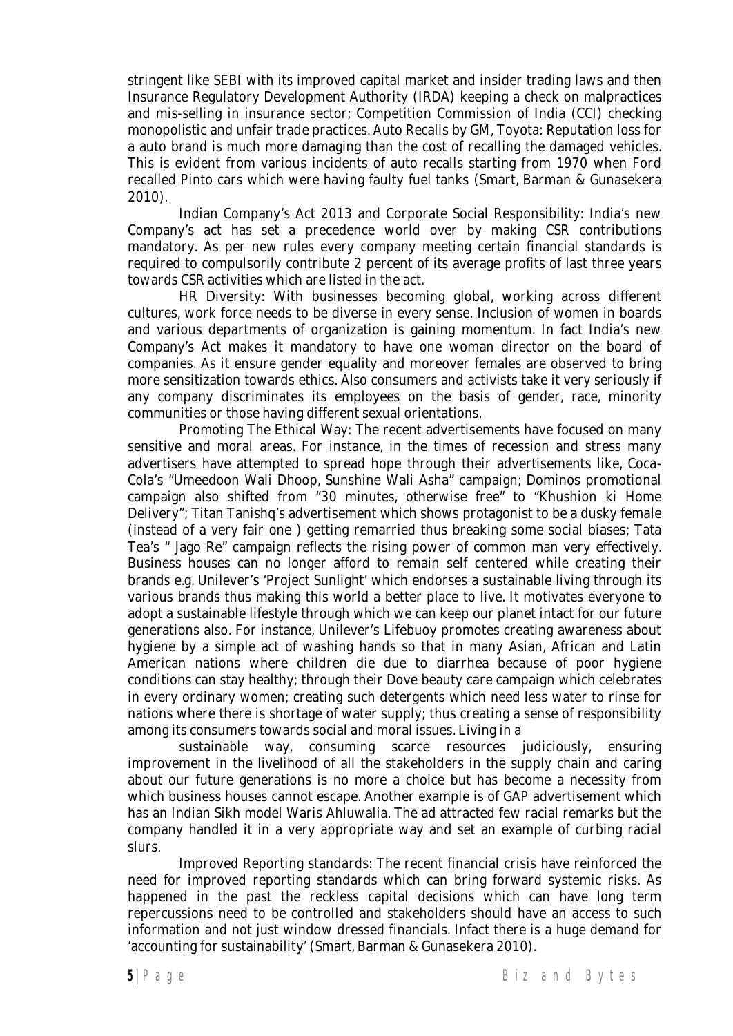stringent like SEBI with its improved capital market and insider trading laws and then Insurance Regulatory Development Authority (IRDA) keeping a check on malpractices and mis-selling in insurance sector; Competition Commission of India (CCI) checking monopolistic and unfair trade practices. Auto Recalls by GM, Toyota: Reputation loss for a auto brand is much more damaging than the cost of recalling the damaged vehicles. This is evident from various incidents of auto recalls starting from 1970 when Ford recalled Pinto cars which were having faulty fuel tanks (Smart, Barman & Gunasekera 2010).

Indian Company's Act 2013 and Corporate Social Responsibility: India's new Company's act has set a precedence world over by making CSR contributions mandatory. As per new rules every company meeting certain financial standards is required to compulsorily contribute 2 percent of its average profits of last three years towards CSR activities which are listed in the act.

HR Diversity: With businesses becoming global, working across different cultures, work force needs to be diverse in every sense. Inclusion of women in boards and various departments of organization is gaining momentum. In fact India's new Company's Act makes it mandatory to have one woman director on the board of companies. As it ensure gender equality and moreover females are observed to bring more sensitization towards ethics. Also consumers and activists take it very seriously if any company discriminates its employees on the basis of gender, race, minority communities or those having different sexual orientations.

Promoting The Ethical Way: The recent advertisements have focused on many sensitive and moral areas. For instance, in the times of recession and stress many advertisers have attempted to spread hope through their advertisements like, Coca-Cola's "Umeedoon Wali Dhoop, Sunshine Wali Asha" campaign; Dominos promotional campaign also shifted from "30 minutes, otherwise free" to "Khushion ki Home Delivery"; Titan Tanishq's advertisement which shows protagonist to be a dusky female (instead of a very fair one ) getting remarried thus breaking some social biases; Tata Tea's " Jago Re" campaign reflects the rising power of common man very effectively. Business houses can no longer afford to remain self centered while creating their brands e.g. Unilever's 'Project Sunlight' which endorses a sustainable living through its various brands thus making this world a better place to live. It motivates everyone to adopt a sustainable lifestyle through which we can keep our planet intact for our future generations also. For instance, Unilever's Lifebuoy promotes creating awareness about hygiene by a simple act of washing hands so that in many Asian, African and Latin American nations where children die due to diarrhea because of poor hygiene conditions can stay healthy; through their Dove beauty care campaign which celebrates in every ordinary women; creating such detergents which need less water to rinse for nations where there is shortage of water supply; thus creating a sense of responsibility among its consumers towards social and moral issues. Living in a sustainable way, consuming scarce resources judiciously, ensuring improvement in the livelihood of all the stakeholders in the supply chain and caring about our future generations is no more a choice but has become a necessity from which business houses cannot escape. Another example is of GAP advertisement which has an Indian Sikh model Waris Ahluwalia. The ad attracted few racial remarks but the company handled it in a very appropriate way and set an example of curbing racial slurs.

Improved Reporting standards: The recent financial crisis have reinforced the need for improved reporting standards which can bring forward systemic risks. As happened in the past the reckless capital decisions which can have long term repercussions need to be controlled and stakeholders should have an access to such information and not just window dressed financials. Infact there is a huge demand for 'accounting for sustainability' (Smart, Barman & Gunasekera 2010).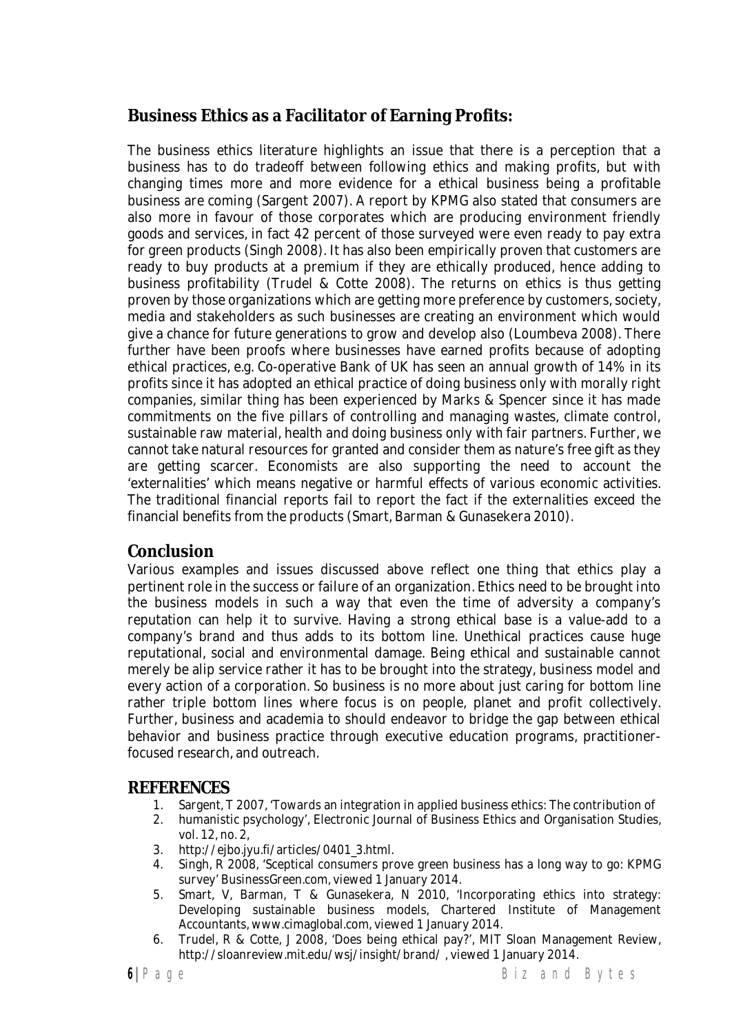## Business Ethics as a Facilitator of Earning Profits:

The business ethics literature highlights an issue that there is a perception that a business has to do tradeoff between following ethics and making profits, but with changing times more and more evidence for a ethical business being a profitable business are coming (Sargent 2007). A report by KPMG also stated that consumers are also more in favour of those corporates which are producing environment friendly goods and services, in fact 42 percent of those surveyed were even ready to pay extra for green products (Singh 2008). It has also been empirically proven that customers are ready to buy products at a premium if they are ethically produced, hence adding to business profitability (Trudel & Cotte 2008). The returns on ethics is thus getting proven by those organizations which are getting more preference by customers, society, media and stakeholders as such businesses are creating an environment which would give a chance for future generations to grow and develop also (Loumbeva 2008). There further have been proofs where businesses have earned profits because of adopting ethical practices, e.g. Co-operative Bank of UK has seen an annual growth of 14% in its profits since it has adopted an ethical practice of doing business only with morally right companies, similar thing has been experienced by Marks & Spencer since it has made commitments on the five pillars of controlling and managing wastes, climate control, sustainable raw material, health and doing business only with fair partners. Further, we cannot take natural resources for granted and consider them as nature's free gift as they are getting scarcer. Economists are also supporting the need to account the 'externalities' which means negative or harmful effects of various economic activities. The traditional financial reports fail to report the fact if the externalities exceed the financial benefits from the products (Smart, Barman & Gunasekera 2010).

## Conclusion

Various examples and issues discussed above reflect one thing that ethics play a pertinent role in the success or failure of an organization. Ethics need to be brought into the business models in such a way that even the time of adversity a company's reputation can help it to survive. Having a strong ethical base is a value-add to a company's brand and thus adds to its bottom line. Unethical practices cause huge reputational, social and environmental damage. Being ethical and sustainable cannot merely be alip service rather it has to be brought into the strategy, business model and every action of a corporation. So business is no more about just caring for bottom line rather triple bottom lines where focus is on people, planet and profit collectively. Further, business and academia to should endeavor to bridge the gap between ethical behavior and business practice through executive education programs, practitioner-focused research, and outreach.

## REFERENCES

1. Sargent, T 2007, 'Towards an integration in applied business ethics: The contribution of
2. humanistic psychology', Electronic Journal of Business Ethics and Organisation Studies, vol. 12, no. 2,
3. http://ejbo.jyu.fi/articles/0401_3.html.
4. Singh, R 2008, 'Sceptical consumers prove green business has a long way to go: KPMG survey' BusinessGreen.com, viewed 1 January 2014.
5. Smart, V, Barman, T & Gunasekera, N 2010, 'Incorporating ethics into strategy: Developing sustainable business models, Chartered Institute of Management Accountants, www.cimaglobal.com, viewed 1 January 2014.
6. Trudel, R & Cotte, J 2008, 'Does being ethical pay?', MIT Sloan Management Review, http://sloanreview.mit.edu/wsj/insight/brand/ , viewed 1 January 2014.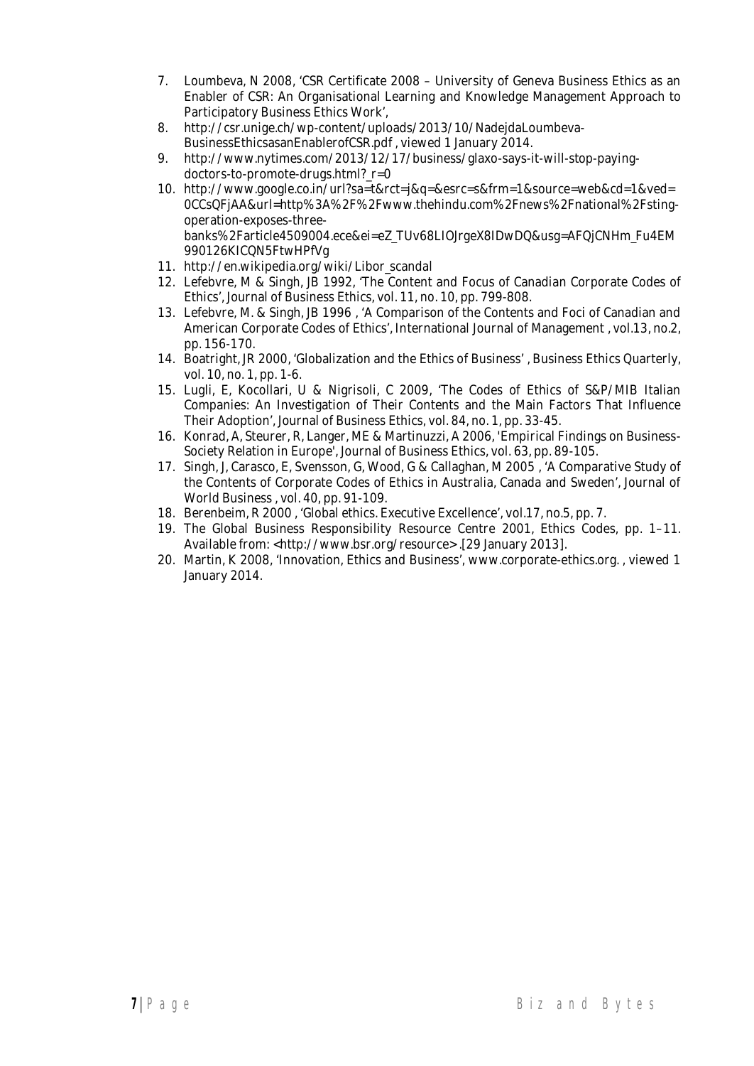7. Loumbeva, N 2008, 'CSR Certificate 2008 – University of Geneva Business Ethics as an Enabler of CSR: An Organisational Learning and Knowledge Management Approach to Participatory Business Ethics Work',
8. http://csr.unige.ch/wp-content/uploads/2013/10/NadejdaLoumbeva-BusinessEthicsasanEnablerofCSR.pdf , viewed 1 January 2014.
9. http://www.nytimes.com/2013/12/17/business/glaxo-says-it-will-stop-paying-doctors-to-promote-drugs.html?_r=0
10. http://www.google.co.in/url?sa=t&rct=j&q=&esrc=s&frm=1&source=web&cd=1&ved=0CCsQFjAA&url=http%3A%2F%2Fwww.thehindu.com%2Fnews%2Fnational%2Fsting-operation-exposes-three-banks%2Farticle4509004.ece&ei=eZ_TUv68LIOJrgeX8IDwDQ&usg=AFQjCNHm_Fu4EM990126KICQN5FtwHPfVg
11. http://en.wikipedia.org/wiki/Libor_scandal
12. Lefebvre, M & Singh, JB 1992, 'The Content and Focus of Canadian Corporate Codes of Ethics', Journal of Business Ethics, vol. 11, no. 10, pp. 799-808.
13. Lefebvre, M. & Singh, JB 1996 , 'A Comparison of the Contents and Foci of Canadian and American Corporate Codes of Ethics', International Journal of Management , vol.13, no.2, pp. 156-170.
14. Boatright, JR 2000, 'Globalization and the Ethics of Business' , Business Ethics Quarterly, vol. 10, no. 1, pp. 1-6.
15. Lugli, E, Kocollari, U & Nigrisoli, C 2009, 'The Codes of Ethics of S&P/MIB Italian Companies: An Investigation of Their Contents and the Main Factors That Influence Their Adoption', Journal of Business Ethics, vol. 84, no. 1, pp. 33-45.
16. Konrad, A, Steurer, R, Langer, ME & Martinuzzi, A 2006, 'Empirical Findings on Business-Society Relation in Europe', Journal of Business Ethics, vol. 63, pp. 89-105.
17. Singh, J, Carasco, E, Svensson, G, Wood, G & Callaghan, M 2005 , 'A Comparative Study of the Contents of Corporate Codes of Ethics in Australia, Canada and Sweden', Journal of World Business , vol. 40, pp. 91-109.
18. Berenbeim, R 2000 , 'Global ethics. Executive Excellence', vol.17, no.5, pp. 7.
19. The Global Business Responsibility Resource Centre 2001, Ethics Codes, pp. 1–11. Available from: <http://www.bsr.org/resource> .[29 January 2013].
20. Martin, K 2008, 'Innovation, Ethics and Business', www.corporate-ethics.org. , viewed 1 January 2014.